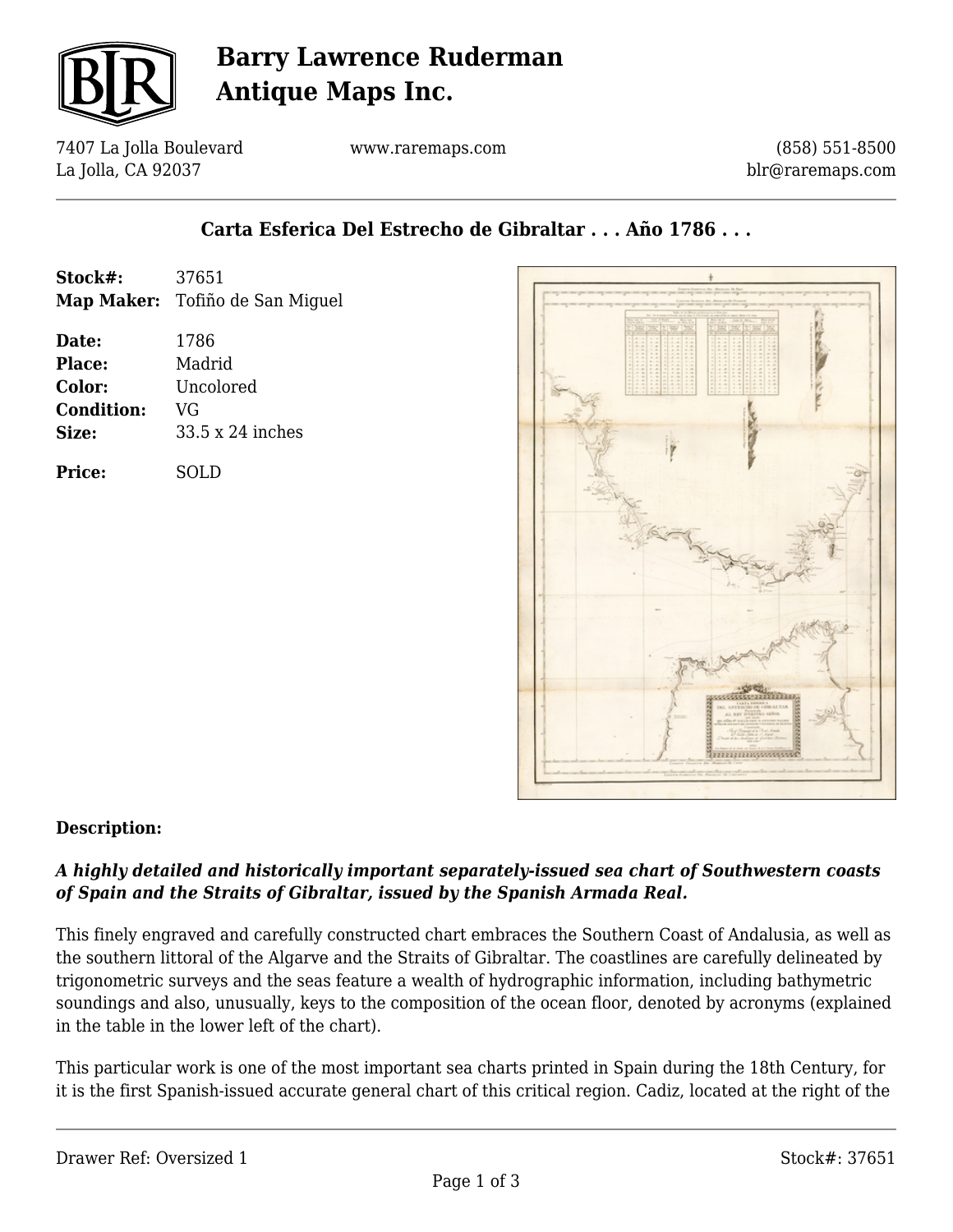# Barry Lawrence Ruderman Antique Maps Inc.

7407 La Jolla Boulevard
La Jolla, CA 92037

www.raremaps.com

(858) 551-8500
blr@raremaps.com

## Carta Esferica Del Estrecho de Gibraltar . . . Año 1786 . . .

**Stock#:** 37651
**Map Maker:** Tofiño de San Miguel

**Date:** 1786
**Place:** Madrid
**Color:** Uncolored
**Condition:** VG
**Size:** 33.5 x 24 inches

**Price:** SOLD

### Description:

***A highly detailed and historically important separately-issued sea chart of Southwestern coasts of Spain and the Straits of Gibraltar, issued by the Spanish Armada Real.***

This finely engraved and carefully constructed chart embraces the Southern Coast of Andalusia, as well as the southern littoral of the Algarve and the Straits of Gibraltar. The coastlines are carefully delineated by trigonometric surveys and the seas feature a wealth of hydrographic information, including bathymetric soundings and also, unusually, keys to the composition of the ocean floor, denoted by acronyms (explained in the table in the lower left of the chart).

This particular work is one of the most important sea charts printed in Spain during the 18th Century, for it is the first Spanish-issued accurate general chart of this critical region. Cadiz, located at the right of the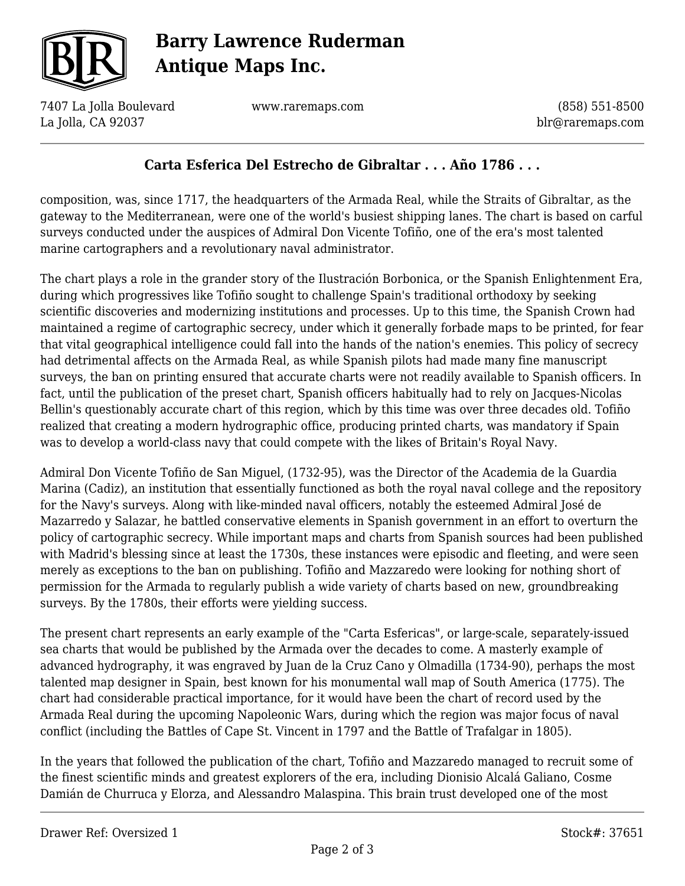composition, was, since 1717, the headquarters of the Armada Real, while the Straits of Gibraltar, as the gateway to the Mediterranean, were one of the world's busiest shipping lanes. The chart is based on carful surveys conducted under the auspices of Admiral Don Vicente Tofiño, one of the era's most talented marine cartographers and a revolutionary naval administrator.

The chart plays a role in the grander story of the Ilustración Borbonica, or the Spanish Enlightenment Era, during which progressives like Tofiño sought to challenge Spain's traditional orthodoxy by seeking scientific discoveries and modernizing institutions and processes. Up to this time, the Spanish Crown had maintained a regime of cartographic secrecy, under which it generally forbade maps to be printed, for fear that vital geographical intelligence could fall into the hands of the nation's enemies. This policy of secrecy had detrimental affects on the Armada Real, as while Spanish pilots had made many fine manuscript surveys, the ban on printing ensured that accurate charts were not readily available to Spanish officers. In fact, until the publication of the preset chart, Spanish officers habitually had to rely on Jacques-Nicolas Bellin's questionably accurate chart of this region, which by this time was over three decades old. Tofiño realized that creating a modern hydrographic office, producing printed charts, was mandatory if Spain was to develop a world-class navy that could compete with the likes of Britain's Royal Navy.

Admiral Don Vicente Tofiño de San Miguel, (1732-95), was the Director of the Academia de la Guardia Marina (Cadiz), an institution that essentially functioned as both the royal naval college and the repository for the Navy's surveys. Along with like-minded naval officers, notably the esteemed Admiral José de Mazarredo y Salazar, he battled conservative elements in Spanish government in an effort to overturn the policy of cartographic secrecy. While important maps and charts from Spanish sources had been published with Madrid's blessing since at least the 1730s, these instances were episodic and fleeting, and were seen merely as exceptions to the ban on publishing. Tofiño and Mazzaredo were looking for nothing short of permission for the Armada to regularly publish a wide variety of charts based on new, groundbreaking surveys. By the 1780s, their efforts were yielding success.

The present chart represents an early example of the "Carta Esfericas", or large-scale, separately-issued sea charts that would be published by the Armada over the decades to come. A masterly example of advanced hydrography, it was engraved by Juan de la Cruz Cano y Olmadilla (1734-90), perhaps the most talented map designer in Spain, best known for his monumental wall map of South America (1775). The chart had considerable practical importance, for it would have been the chart of record used by the Armada Real during the upcoming Napoleonic Wars, during which the region was major focus of naval conflict (including the Battles of Cape St. Vincent in 1797 and the Battle of Trafalgar in 1805).

In the years that followed the publication of the chart, Tofiño and Mazzaredo managed to recruit some of the finest scientific minds and greatest explorers of the era, including Dionisio Alcalá Galiano, Cosme Damián de Churruca y Elorza, and Alessandro Malaspina. This brain trust developed one of the most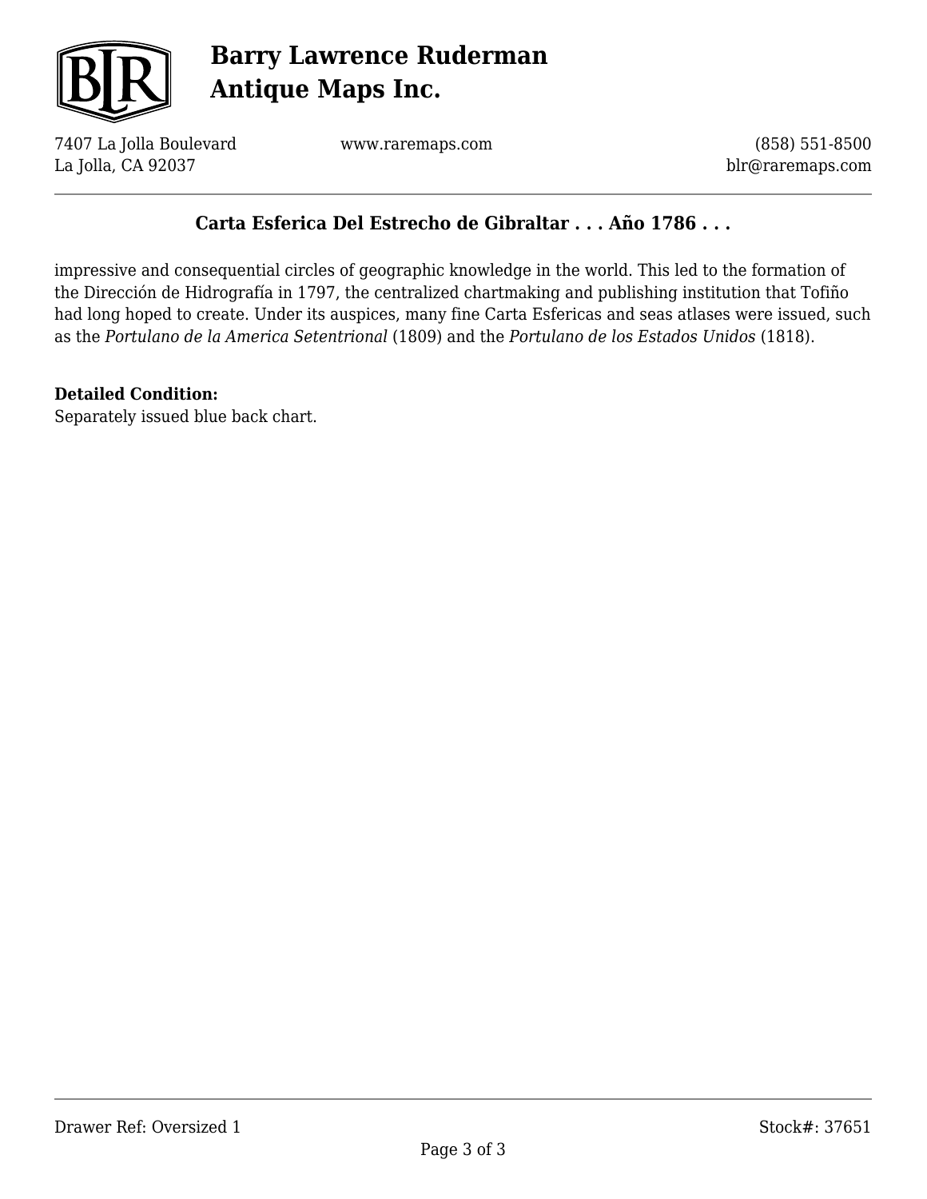impressive and consequential circles of geographic knowledge in the world. This led to the formation of the Dirección de Hidrografía in 1797, the centralized chartmaking and publishing institution that Tofiño had long hoped to create. Under its auspices, many fine Carta Esfericas and seas atlases were issued, such as the *Portulano de la America Setentrional* (1809) and the *Portulano de los Estados Unidos* (1818).

**Detailed Condition:**

Separately issued blue back chart.